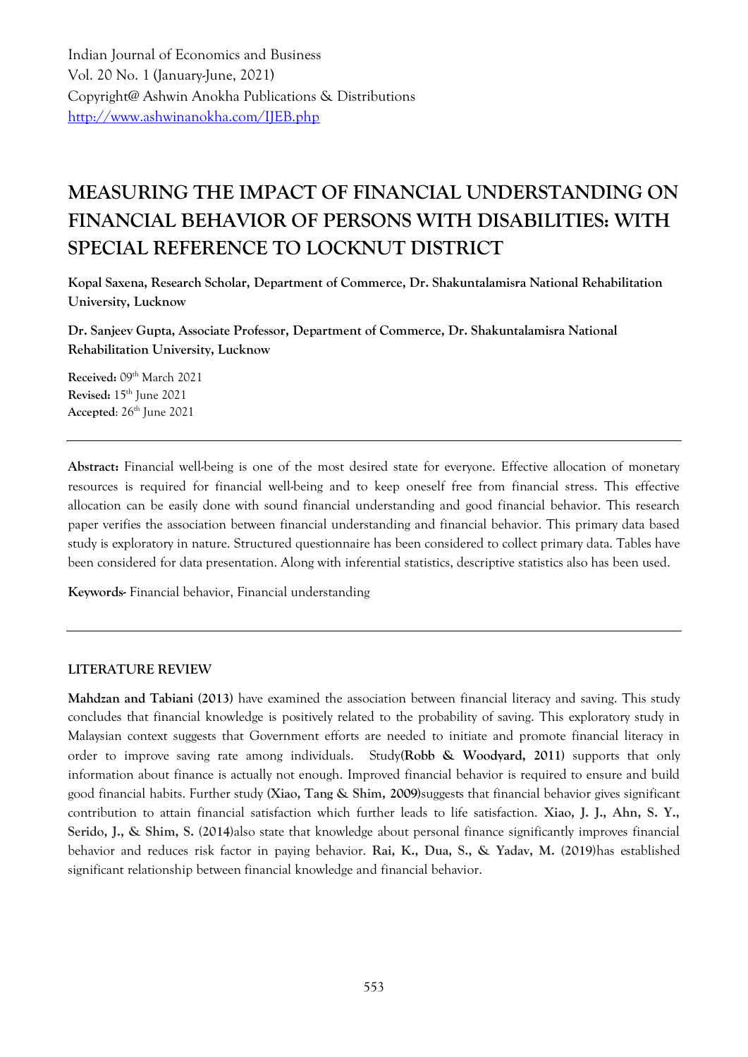Indian Journal of Economics and Business
Vol. 20 No. 1 (January-June, 2021)
Copyright@ Ashwin Anokha Publications & Distributions
http://www.ashwinanokha.com/IJEB.php

# MEASURING THE IMPACT OF FINANCIAL UNDERSTANDING ON FINANCIAL BEHAVIOR OF PERSONS WITH DISABILITIES: WITH SPECIAL REFERENCE TO LOCKNUT DISTRICT

**Kopal Saxena, Research Scholar, Department of Commerce, Dr. Shakuntalamisra National Rehabilitation University, Lucknow**

**Dr. Sanjeev Gupta, Associate Professor, Department of Commerce, Dr. Shakuntalamisra National Rehabilitation University, Lucknow**

**Received:** 09th March 2021
**Revised:** 15th June 2021
**Accepted**: 26th June 2021

---

**Abstract:** Financial well-being is one of the most desired state for everyone. Effective allocation of monetary resources is required for financial well-being and to keep oneself free from financial stress. This effective allocation can be easily done with sound financial understanding and good financial behavior. This research paper verifies the association between financial understanding and financial behavior. This primary data based study is exploratory in nature. Structured questionnaire has been considered to collect primary data. Tables have been considered for data presentation. Along with inferential statistics, descriptive statistics also has been used.

**Keywords-** Financial behavior, Financial understanding

---

## LITERATURE REVIEW

**Mahdzan and Tabiani (2013)** have examined the association between financial literacy and saving. This study concludes that financial knowledge is positively related to the probability of saving. This exploratory study in Malaysian context suggests that Government efforts are needed to initiate and promote financial literacy in order to improve saving rate among individuals. Study**(Robb & Woodyard, 2011)** supports that only information about finance is actually not enough. Improved financial behavior is required to ensure and build good financial habits. Further study **(Xiao, Tang & Shim, 2009)**suggests that financial behavior gives significant contribution to attain financial satisfaction which further leads to life satisfaction. **Xiao, J. J., Ahn, S. Y., Serido, J., & Shim, S. (2014)**also state that knowledge about personal finance significantly improves financial behavior and reduces risk factor in paying behavior. **Rai, K., Dua, S., & Yadav, M. (2019)**has established significant relationship between financial knowledge and financial behavior.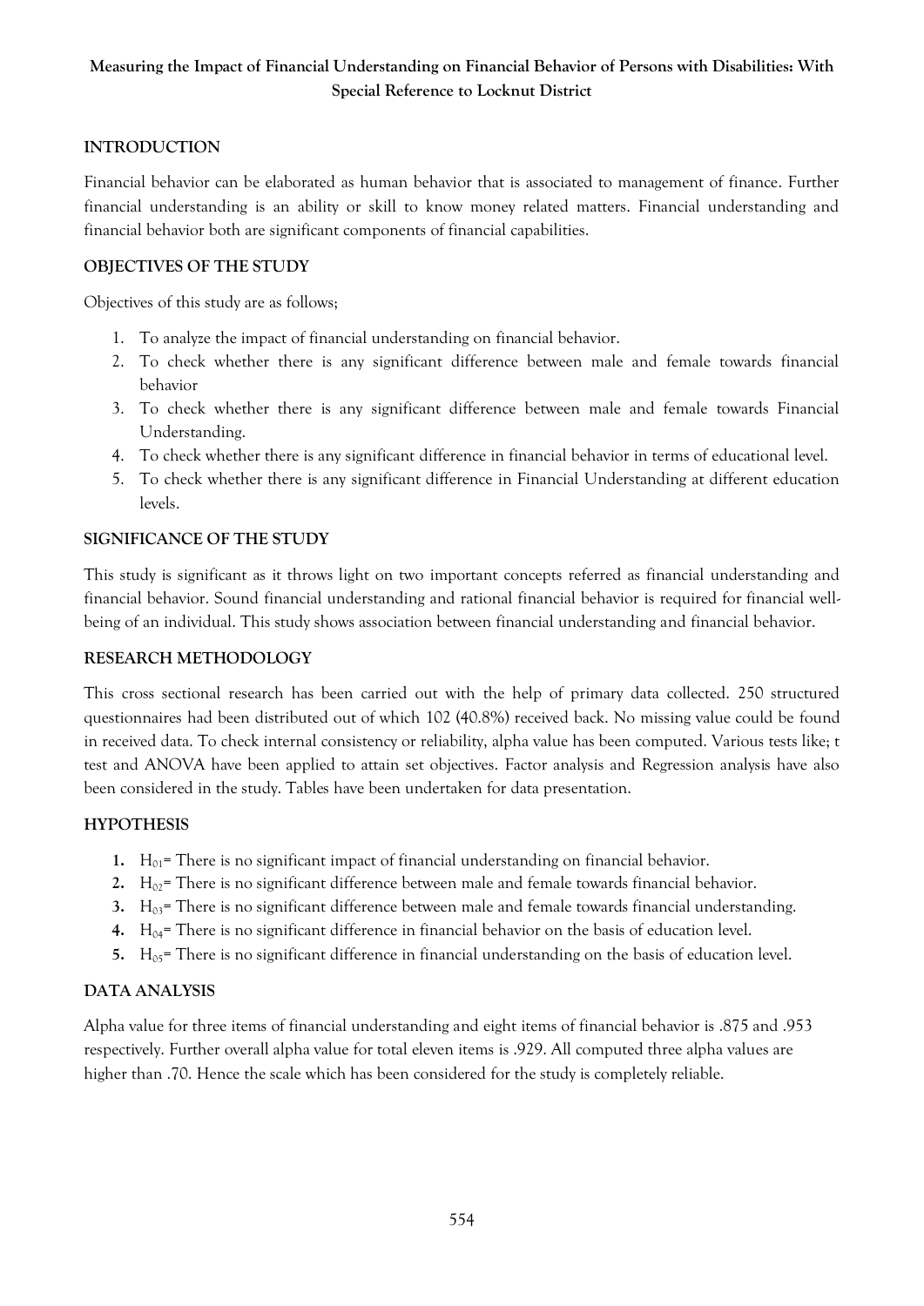**Measuring the Impact of Financial Understanding on Financial Behavior of Persons with Disabilities: With Special Reference to Locknut District**

## INTRODUCTION

Financial behavior can be elaborated as human behavior that is associated to management of finance. Further financial understanding is an ability or skill to know money related matters. Financial understanding and financial behavior both are significant components of financial capabilities.

## OBJECTIVES OF THE STUDY

Objectives of this study are as follows;

1. To analyze the impact of financial understanding on financial behavior.
2. To check whether there is any significant difference between male and female towards financial behavior
3. To check whether there is any significant difference between male and female towards Financial Understanding.
4. To check whether there is any significant difference in financial behavior in terms of educational level.
5. To check whether there is any significant difference in Financial Understanding at different education levels.

## SIGNIFICANCE OF THE STUDY

This study is significant as it throws light on two important concepts referred as financial understanding and financial behavior. Sound financial understanding and rational financial behavior is required for financial well-being of an individual. This study shows association between financial understanding and financial behavior.

## RESEARCH METHODOLOGY

This cross sectional research has been carried out with the help of primary data collected. 250 structured questionnaires had been distributed out of which 102 (40.8%) received back. No missing value could be found in received data. To check internal consistency or reliability, alpha value has been computed. Various tests like; t test and ANOVA have been applied to attain set objectives. Factor analysis and Regression analysis have also been considered in the study. Tables have been undertaken for data presentation.

## HYPOTHESIS

1. $H_{01}$= There is no significant impact of financial understanding on financial behavior.
2. $H_{02}$= There is no significant difference between male and female towards financial behavior.
3. $H_{03}$= There is no significant difference between male and female towards financial understanding.
4. $H_{04}$= There is no significant difference in financial behavior on the basis of education level.
5. $H_{05}$= There is no significant difference in financial understanding on the basis of education level.

## DATA ANALYSIS

Alpha value for three items of financial understanding and eight items of financial behavior is .875 and .953 respectively. Further overall alpha value for total eleven items is .929. All computed three alpha values are higher than .70. Hence the scale which has been considered for the study is completely reliable.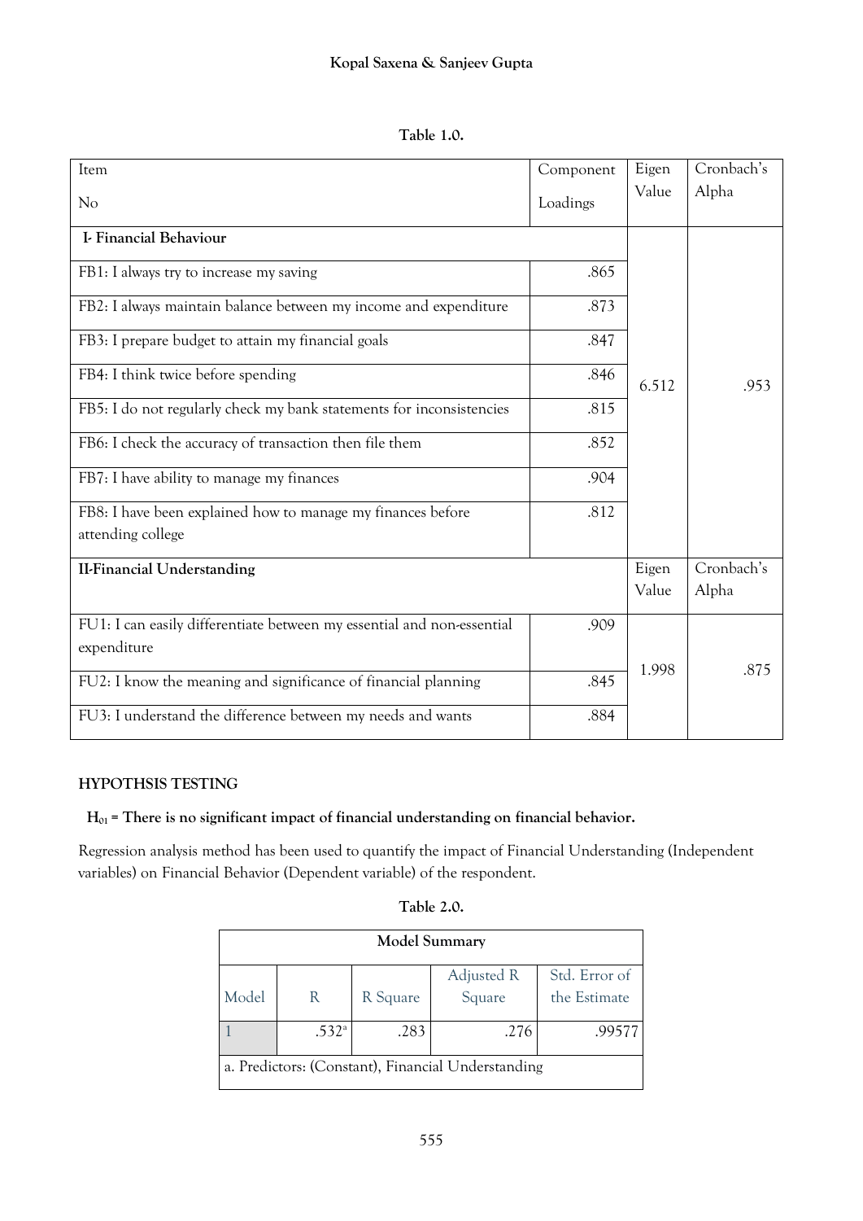**Table 1.0.**

| Item No | Component Loadings | Eigen Value | Cronbach's Alpha |
|---|---|---|---|
| **I- Financial Behaviour** | | | |
| FB1: I always try to increase my saving | .865 | 6.512 | .953 |
| FB2: I always maintain balance between my income and expenditure | .873 | | |
| FB3: I prepare budget to attain my financial goals | .847 | | |
| FB4: I think twice before spending | .846 | | |
| FB5: I do not regularly check my bank statements for inconsistencies | .815 | | |
| FB6: I check the accuracy of transaction then file them | .852 | | |
| FB7: I have ability to manage my finances | .904 | | |
| FB8: I have been explained how to manage my finances before attending college | .812 | | |
| **II-Financial Understanding** | | Eigen Value | Cronbach's Alpha |
| FU1: I can easily differentiate between my essential and non-essential expenditure | .909 | 1.998 | .875 |
| FU2: I know the meaning and significance of financial planning | .845 | | |
| FU3: I understand the difference between my needs and wants | .884 | | |

**HYPOTHSIS TESTING**

**$H_{01}$ = There is no significant impact of financial understanding on financial behavior.**

Regression analysis method has been used to quantify the impact of Financial Understanding (Independent variables) on Financial Behavior (Dependent variable) of the respondent.

**Table 2.0.**

| Model Summary | | | | |
|---|---|---|---|---|
| Model | R | R Square | Adjusted R Square | Std. Error of the Estimate |
| 1 | .532[a] | .283 | .276 | .99577 |
| a. Predictors: (Constant), Financial Understanding | | | | |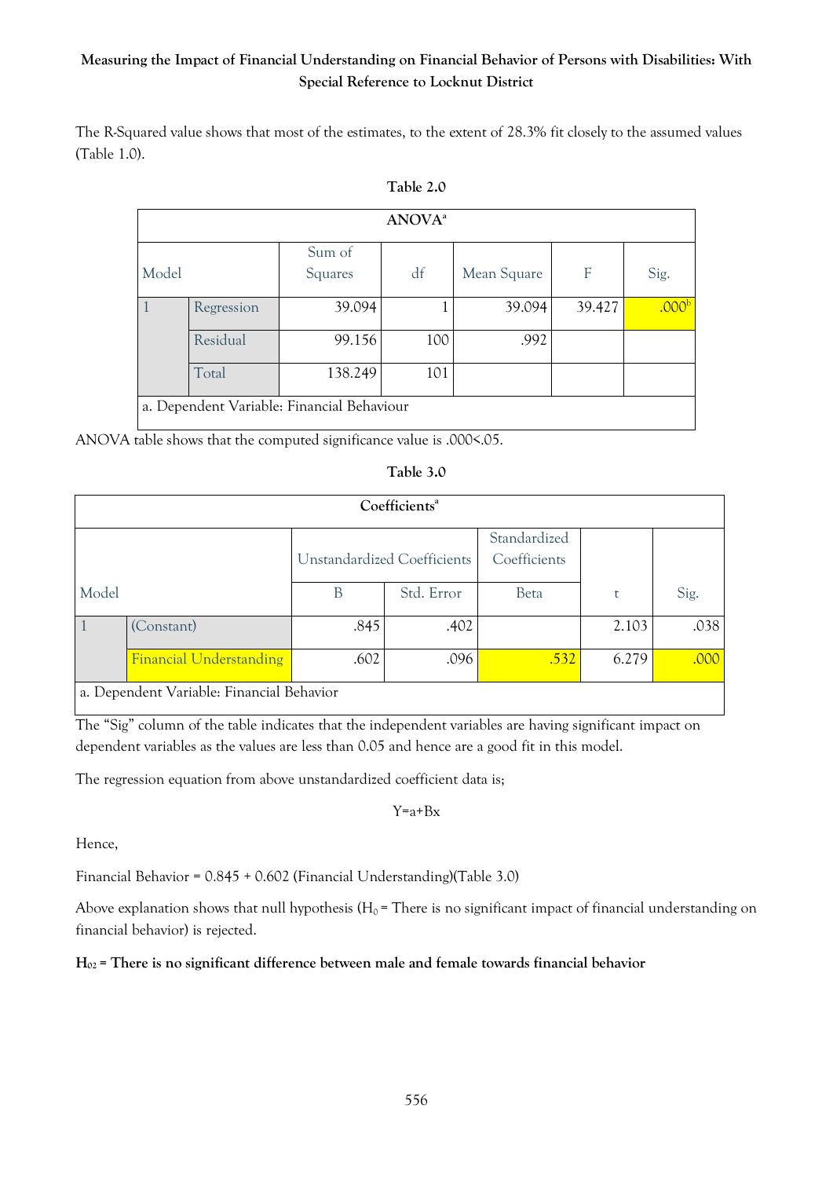The R-Squared value shows that most of the estimates, to the extent of 28.3% fit closely to the assumed values (Table 1.0).

**Table 2.0**

| ANOVA[a] | | | | | | |
|---|---|---|---|---|---|---|
| Model | | Sum of Squares | df | Mean Square | F | Sig. |
| 1 | Regression | 39.094 | 1 | 39.094 | 39.427 | .000[b] |
| | Residual | 99.156 | 100 | .992 | | |
| | Total | 138.249 | 101 | | | |
| a. Dependent Variable: Financial Behaviour | | | | | | |

ANOVA table shows that the computed significance value is .000<.05.

**Table 3.0**

| Coefficients[a] | | | | | | |
|---|---|---|---|---|---|---|
| Model | | Unstandardized Coefficients | | Standardized Coefficients | t | Sig. |
| | | B | Std. Error | Beta | | |
| 1 | (Constant) | .845 | .402 | | 2.103 | .038 |
| | Financial Understanding | .602 | .096 | .532 | 6.279 | .000 |
| a. Dependent Variable: Financial Behavior | | | | | | |

The "Sig" column of the table indicates that the independent variables are having significant impact on dependent variables as the values are less than 0.05 and hence are a good fit in this model.

The regression equation from above unstandardized coefficient data is;

$$Y=a+Bx$$

Hence,

Financial Behavior = 0.845 + 0.602 (Financial Understanding)(Table 3.0)

Above explanation shows that null hypothesis ($H_0$ = There is no significant impact of financial understanding on financial behavior) is rejected.

**$H_{02}$ = There is no significant difference between male and female towards financial behavior**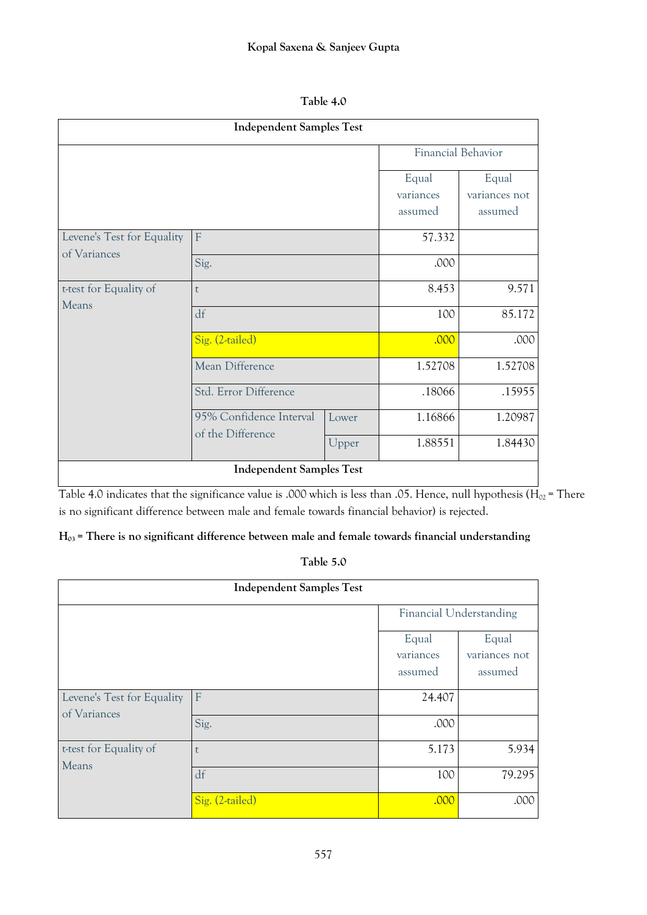Table 4.0

| Independent Samples Test | | | | |
|---|---|---|---|---|
| | | | Financial Behavior | |
| | | | Equal variances assumed | Equal variances not assumed |
| Levene's Test for Equality of Variances | F | | 57.332 | |
| | Sig. | | .000 | |
| t-test for Equality of Means | t | | 8.453 | 9.571 |
| | df | | 100 | 85.172 |
| | Sig. (2-tailed) | | .000 | .000 |
| | Mean Difference | | 1.52708 | 1.52708 |
| | Std. Error Difference | | .18066 | .15955 |
| | 95% Confidence Interval of the Difference | Lower | 1.16866 | 1.20987 |
| | | Upper | 1.88551 | 1.84430 |
| Independent Samples Test | | | | |

Table 4.0 indicates that the significance value is .000 which is less than .05. Hence, null hypothesis ($H_{02}$ = There is no significant difference between male and female towards financial behavior) is rejected.

**$H_{03}$ = There is no significant difference between male and female towards financial understanding**

Table 5.0

| Independent Samples Test | | | |
|---|---|---|---|
| | | Financial Understanding | |
| | | Equal variances assumed | Equal variances not assumed |
| Levene's Test for Equality of Variances | F | 24.407 | |
| | Sig. | .000 | |
| t-test for Equality of Means | t | 5.173 | 5.934 |
| | df | 100 | 79.295 |
| | Sig. (2-tailed) | .000 | .000 |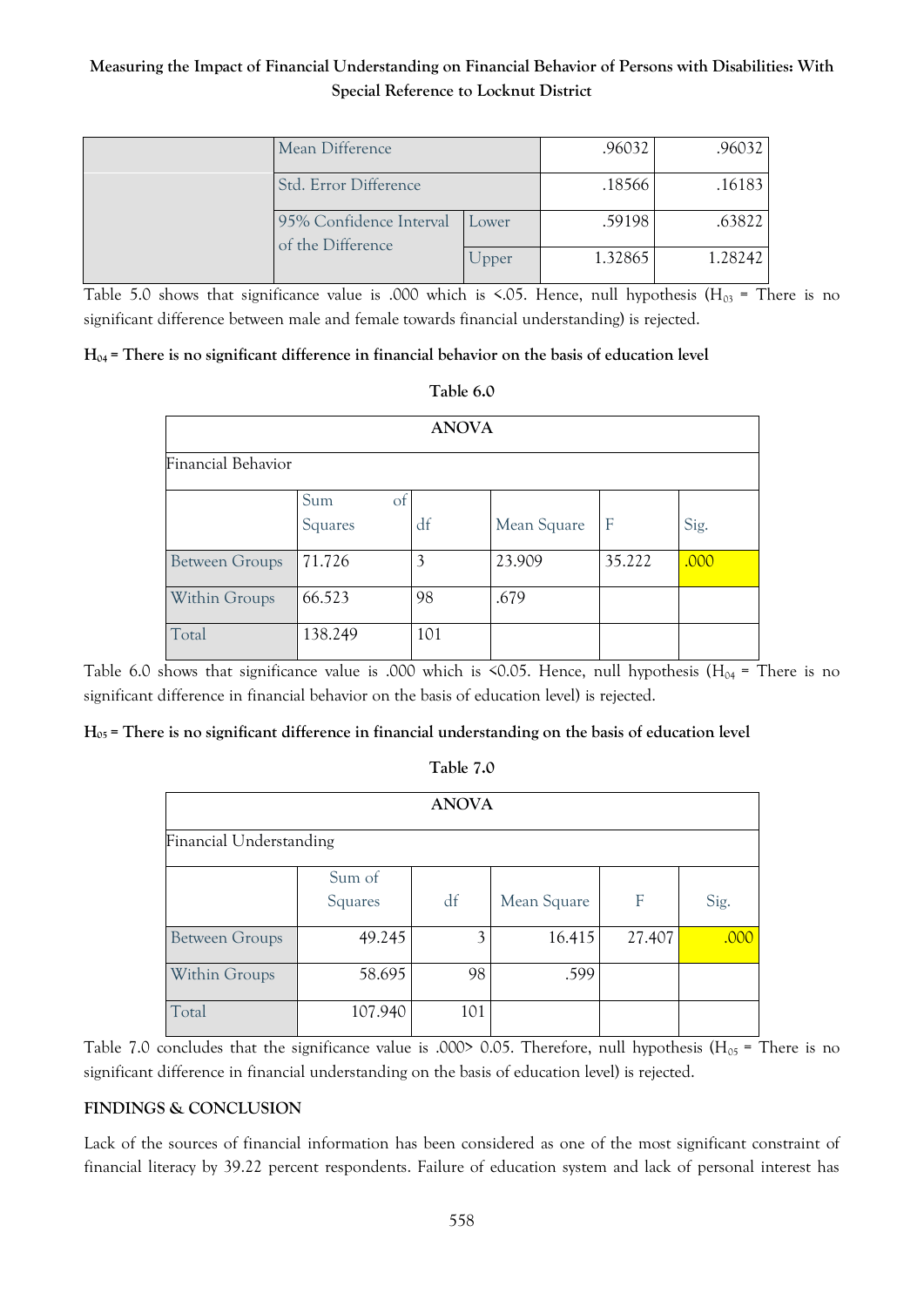| | Mean Difference | | .96032 | .96032 |
|---|---|---|---|---|
| | Std. Error Difference | | .18566 | .16183 |
| | 95% Confidence Interval of the Difference | Lower | .59198 | .63822 |
| | | Upper | 1.32865 | 1.28242 |

Table 5.0 shows that significance value is .000 which is <.05. Hence, null hypothesis ($H_{03}$ = There is no significant difference between male and female towards financial understanding) is rejected.

**$H_{04}$ = There is no significant difference in financial behavior on the basis of education level**

**Table 6.0**

**ANOVA**

Financial Behavior

| | Sum of Squares | df | Mean Square | F | Sig. |
|---|---|---|---|---|---|
| Between Groups | 71.726 | 3 | 23.909 | 35.222 | .000 |
| Within Groups | 66.523 | 98 | .679 | | |
| Total | 138.249 | 101 | | | |

Table 6.0 shows that significance value is .000 which is <0.05. Hence, null hypothesis ($H_{04}$ = There is no significant difference in financial behavior on the basis of education level) is rejected.

**$H_{05}$ = There is no significant difference in financial understanding on the basis of education level**

**Table 7.0**

**ANOVA**

Financial Understanding

| | Sum of Squares | df | Mean Square | F | Sig. |
|---|---|---|---|---|---|
| Between Groups | 49.245 | 3 | 16.415 | 27.407 | .000 |
| Within Groups | 58.695 | 98 | .599 | | |
| Total | 107.940 | 101 | | | |

Table 7.0 concludes that the significance value is .000> 0.05. Therefore, null hypothesis ($H_{05}$ = There is no significant difference in financial understanding on the basis of education level) is rejected.

**FINDINGS & CONCLUSION**

Lack of the sources of financial information has been considered as one of the most significant constraint of financial literacy by 39.22 percent respondents. Failure of education system and lack of personal interest has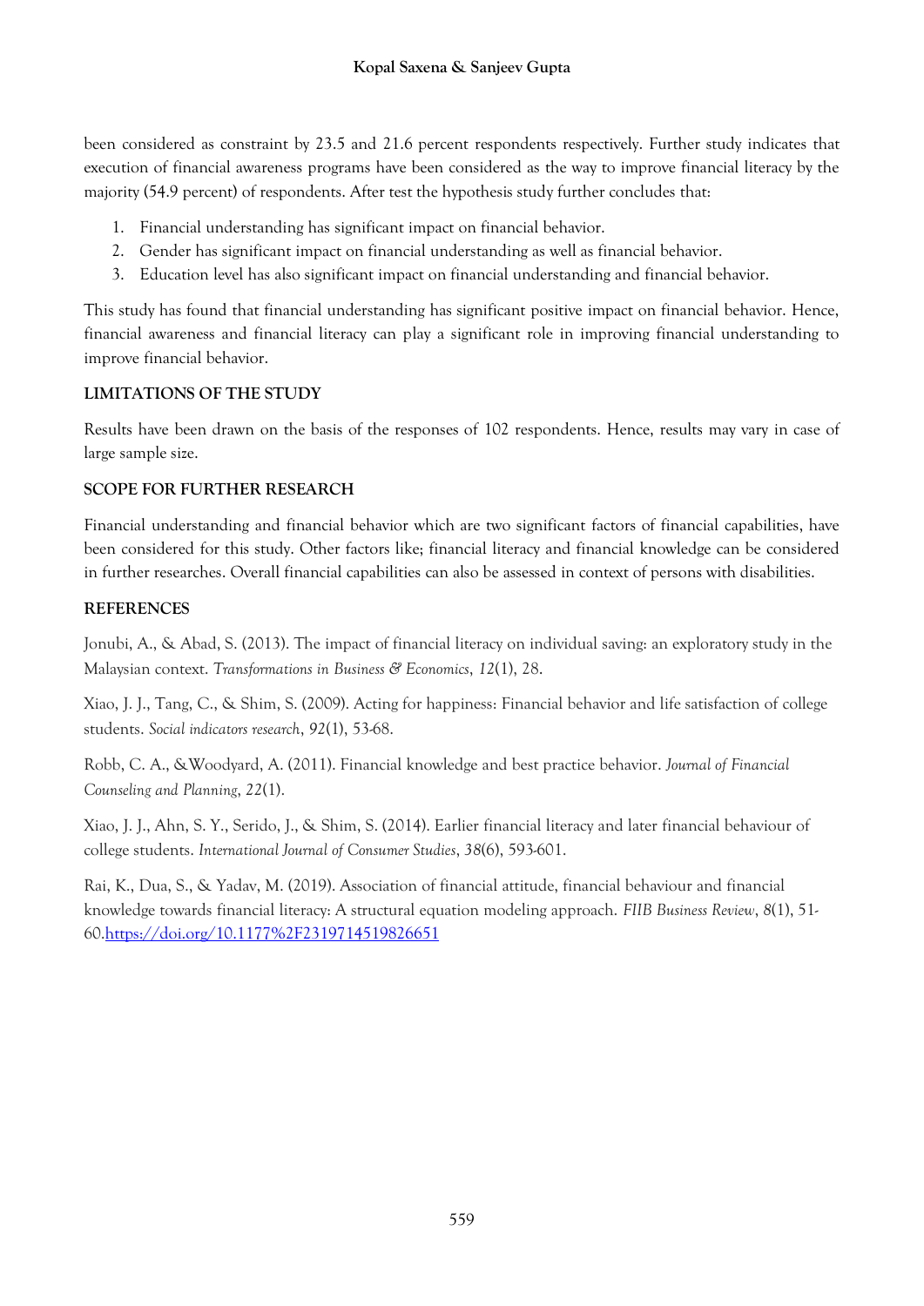been considered as constraint by 23.5 and 21.6 percent respondents respectively. Further study indicates that execution of financial awareness programs have been considered as the way to improve financial literacy by the majority (54.9 percent) of respondents. After test the hypothesis study further concludes that:

1. Financial understanding has significant impact on financial behavior.
2. Gender has significant impact on financial understanding as well as financial behavior.
3. Education level has also significant impact on financial understanding and financial behavior.

This study has found that financial understanding has significant positive impact on financial behavior. Hence, financial awareness and financial literacy can play a significant role in improving financial understanding to improve financial behavior.

## LIMITATIONS OF THE STUDY

Results have been drawn on the basis of the responses of 102 respondents. Hence, results may vary in case of large sample size.

## SCOPE FOR FURTHER RESEARCH

Financial understanding and financial behavior which are two significant factors of financial capabilities, have been considered for this study. Other factors like; financial literacy and financial knowledge can be considered in further researches. Overall financial capabilities can also be assessed in context of persons with disabilities.

## REFERENCES

Jonubi, A., & Abad, S. (2013). The impact of financial literacy on individual saving: an exploratory study in the Malaysian context. *Transformations in Business & Economics*, *12*(1), 28.

Xiao, J. J., Tang, C., & Shim, S. (2009). Acting for happiness: Financial behavior and life satisfaction of college students. *Social indicators research*, *92*(1), 53-68.

Robb, C. A., &Woodyard, A. (2011). Financial knowledge and best practice behavior. *Journal of Financial Counseling and Planning*, *22*(1).

Xiao, J. J., Ahn, S. Y., Serido, J., & Shim, S. (2014). Earlier financial literacy and later financial behaviour of college students. *International Journal of Consumer Studies*, *38*(6), 593-601.

Rai, K., Dua, S., & Yadav, M. (2019). Association of financial attitude, financial behaviour and financial knowledge towards financial literacy: A structural equation modeling approach. *FIIB Business Review*, *8*(1), 51-60.https://doi.org/10.1177%2F2319714519826651